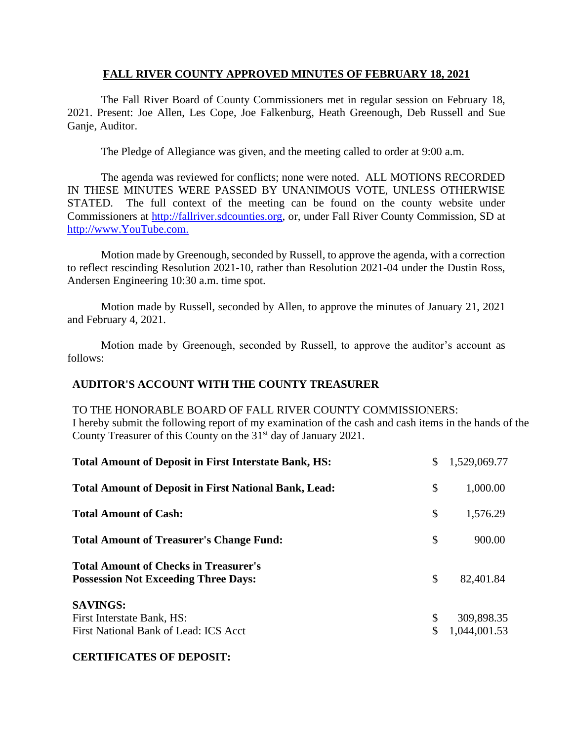# FALL RIVER COUNTY APPROVED MINUTES OF FEBRUARY 18, 2021

The Fall River Board of County Commissioners met in regular session on February 18, 2021. Present: Joe Allen, Les Cope, Joe Falkenburg, Heath Greenough, Deb Russell and Sue Ganje, Auditor.

The Pledge of Allegiance was given, and the meeting called to order at 9:00 a.m.

The agenda was reviewed for conflicts; none were noted. ALL MOTIONS RECORDED IN THESE MINUTES WERE PASSED BY UNANIMOUS VOTE, UNLESS OTHERWISE STATED. The full context of the meeting can be found on the county website under Commissioners at http://fallriver.sdcounties.org, or, under Fall River County Commission, SD at http://www.YouTube.com.

Motion made by Greenough, seconded by Russell, to approve the agenda, with a correction to reflect rescinding Resolution 2021-10, rather than Resolution 2021-04 under the Dustin Ross, Andersen Engineering 10:30 a.m. time spot.

Motion made by Russell, seconded by Allen, to approve the minutes of January 21, 2021 and February 4, 2021.

Motion made by Greenough, seconded by Russell, to approve the auditor's account as follows:

**AUDITOR'S ACCOUNT WITH THE COUNTY TREASURER**

TO THE HONORABLE BOARD OF FALL RIVER COUNTY COMMISSIONERS:
I hereby submit the following report of my examination of the cash and cash items in the hands of the County Treasurer of this County on the 31st day of January 2021.

| | | |
|---|---|---|
| **Total Amount of Deposit in First Interstate Bank, HS:** | $ | 1,529,069.77 |
| **Total Amount of Deposit in First National Bank, Lead:** | $ | 1,000.00 |
| **Total Amount of Cash:** | $ | 1,576.29 |
| **Total Amount of Treasurer's Change Fund:** | $ | 900.00 |
| **Total Amount of Checks in Treasurer's Possession Not Exceeding Three Days:** | $ | 82,401.84 |
| **SAVINGS:** | | |
| First Interstate Bank, HS: | $ | 309,898.35 |
| First National Bank of Lead: ICS Acct | $ | 1,044,001.53 |

**CERTIFICATES OF DEPOSIT:**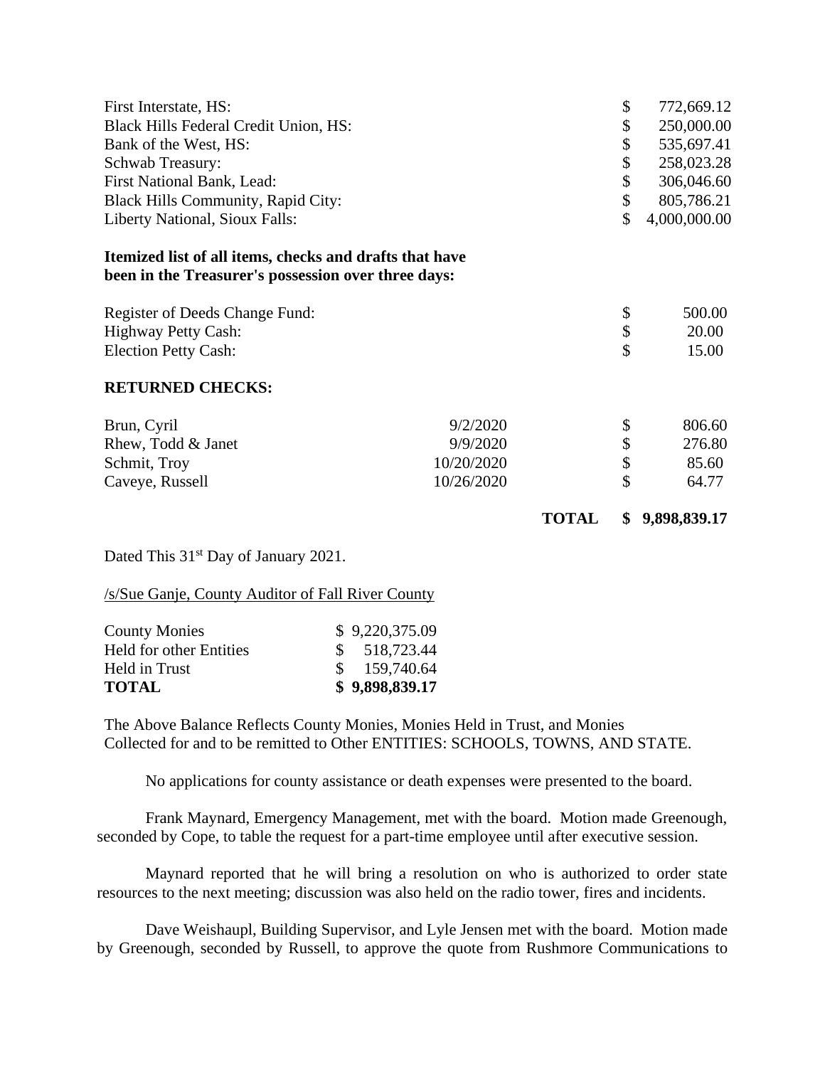| | |
|---|---|
| First Interstate, HS: | $ 772,669.12 |
| Black Hills Federal Credit Union, HS: | $ 250,000.00 |
| Bank of the West, HS: | $ 535,697.41 |
| Schwab Treasury: | $ 258,023.28 |
| First National Bank, Lead: | $ 306,046.60 |
| Black Hills Community, Rapid City: | $ 805,786.21 |
| Liberty National, Sioux Falls: | $ 4,000,000.00 |

**Itemized list of all items, checks and drafts that have been in the Treasurer's possession over three days:**

| | |
|---|---|
| Register of Deeds Change Fund: | $ 500.00 |
| Highway Petty Cash: | $ 20.00 |
| Election Petty Cash: | $ 15.00 |

**RETURNED CHECKS:**

| | | | |
|---|---|---|---|
| Brun, Cyril | 9/2/2020 | | $ 806.60 |
| Rhew, Todd & Janet | 9/9/2020 | | $ 276.80 |
| Schmit, Troy | 10/20/2020 | | $ 85.60 |
| Caveye, Russell | 10/26/2020 | | $ 64.77 |
| | | **TOTAL** | **$ 9,898,839.17** |

Dated This 31st Day of January 2021.

/s/Sue Ganje, County Auditor of Fall River County

| | |
|---|---|
| County Monies | $ 9,220,375.09 |
| Held for other Entities | $ 518,723.44 |
| Held in Trust | $ 159,740.64 |
| **TOTAL** | **$ 9,898,839.17** |

The Above Balance Reflects County Monies, Monies Held in Trust, and Monies Collected for and to be remitted to Other ENTITIES: SCHOOLS, TOWNS, AND STATE.

No applications for county assistance or death expenses were presented to the board.

Frank Maynard, Emergency Management, met with the board. Motion made Greenough, seconded by Cope, to table the request for a part-time employee until after executive session.

Maynard reported that he will bring a resolution on who is authorized to order state resources to the next meeting; discussion was also held on the radio tower, fires and incidents.

Dave Weishaupl, Building Supervisor, and Lyle Jensen met with the board. Motion made by Greenough, seconded by Russell, to approve the quote from Rushmore Communications to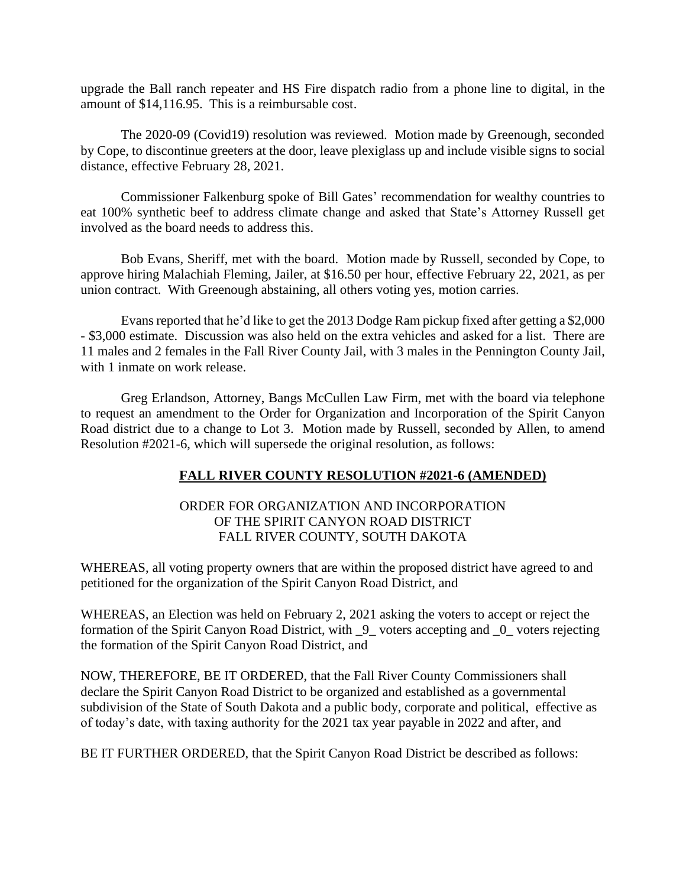upgrade the Ball ranch repeater and HS Fire dispatch radio from a phone line to digital, in the amount of $14,116.95. This is a reimbursable cost.

The 2020-09 (Covid19) resolution was reviewed. Motion made by Greenough, seconded by Cope, to discontinue greeters at the door, leave plexiglass up and include visible signs to social distance, effective February 28, 2021.

Commissioner Falkenburg spoke of Bill Gates' recommendation for wealthy countries to eat 100% synthetic beef to address climate change and asked that State's Attorney Russell get involved as the board needs to address this.

Bob Evans, Sheriff, met with the board. Motion made by Russell, seconded by Cope, to approve hiring Malachiah Fleming, Jailer, at $16.50 per hour, effective February 22, 2021, as per union contract. With Greenough abstaining, all others voting yes, motion carries.

Evans reported that he'd like to get the 2013 Dodge Ram pickup fixed after getting a $2,000 - $3,000 estimate. Discussion was also held on the extra vehicles and asked for a list. There are 11 males and 2 females in the Fall River County Jail, with 3 males in the Pennington County Jail, with 1 inmate on work release.

Greg Erlandson, Attorney, Bangs McCullen Law Firm, met with the board via telephone to request an amendment to the Order for Organization and Incorporation of the Spirit Canyon Road district due to a change to Lot 3. Motion made by Russell, seconded by Allen, to amend Resolution #2021-6, which will supersede the original resolution, as follows:

**FALL RIVER COUNTY RESOLUTION #2021-6 (AMENDED)**

ORDER FOR ORGANIZATION AND INCORPORATION
OF THE SPIRIT CANYON ROAD DISTRICT
FALL RIVER COUNTY, SOUTH DAKOTA

WHEREAS, all voting property owners that are within the proposed district have agreed to and petitioned for the organization of the Spirit Canyon Road District, and

WHEREAS, an Election was held on February 2, 2021 asking the voters to accept or reject the formation of the Spirit Canyon Road District, with _9_ voters accepting and _0_ voters rejecting the formation of the Spirit Canyon Road District, and

NOW, THEREFORE, BE IT ORDERED, that the Fall River County Commissioners shall declare the Spirit Canyon Road District to be organized and established as a governmental subdivision of the State of South Dakota and a public body, corporate and political, effective as of today's date, with taxing authority for the 2021 tax year payable in 2022 and after, and

BE IT FURTHER ORDERED, that the Spirit Canyon Road District be described as follows: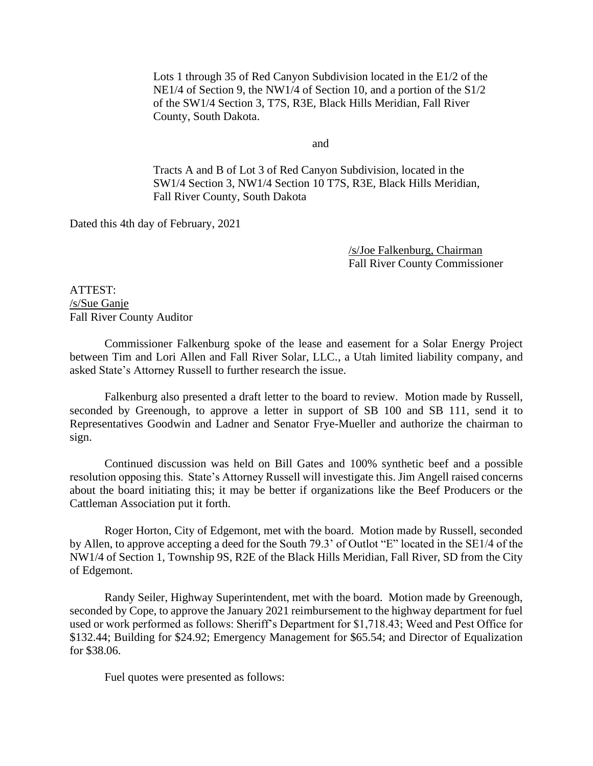Lots 1 through 35 of Red Canyon Subdivision located in the E1/2 of the NE1/4 of Section 9, the NW1/4 of Section 10, and a portion of the S1/2 of the SW1/4 Section 3, T7S, R3E, Black Hills Meridian, Fall River County, South Dakota.

and

Tracts A and B of Lot 3 of Red Canyon Subdivision, located in the SW1/4 Section 3, NW1/4 Section 10 T7S, R3E, Black Hills Meridian, Fall River County, South Dakota

Dated this 4th day of February, 2021

/s/Joe Falkenburg, Chairman
Fall River County Commissioner

ATTEST:
/s/Sue Ganje
Fall River County Auditor

Commissioner Falkenburg spoke of the lease and easement for a Solar Energy Project between Tim and Lori Allen and Fall River Solar, LLC., a Utah limited liability company, and asked State's Attorney Russell to further research the issue.

Falkenburg also presented a draft letter to the board to review. Motion made by Russell, seconded by Greenough, to approve a letter in support of SB 100 and SB 111, send it to Representatives Goodwin and Ladner and Senator Frye-Mueller and authorize the chairman to sign.

Continued discussion was held on Bill Gates and 100% synthetic beef and a possible resolution opposing this. State's Attorney Russell will investigate this. Jim Angell raised concerns about the board initiating this; it may be better if organizations like the Beef Producers or the Cattleman Association put it forth.

Roger Horton, City of Edgemont, met with the board. Motion made by Russell, seconded by Allen, to approve accepting a deed for the South 79.3' of Outlot "E" located in the SE1/4 of the NW1/4 of Section 1, Township 9S, R2E of the Black Hills Meridian, Fall River, SD from the City of Edgemont.

Randy Seiler, Highway Superintendent, met with the board. Motion made by Greenough, seconded by Cope, to approve the January 2021 reimbursement to the highway department for fuel used or work performed as follows: Sheriff's Department for $1,718.43; Weed and Pest Office for $132.44; Building for $24.92; Emergency Management for $65.54; and Director of Equalization for $38.06.

Fuel quotes were presented as follows: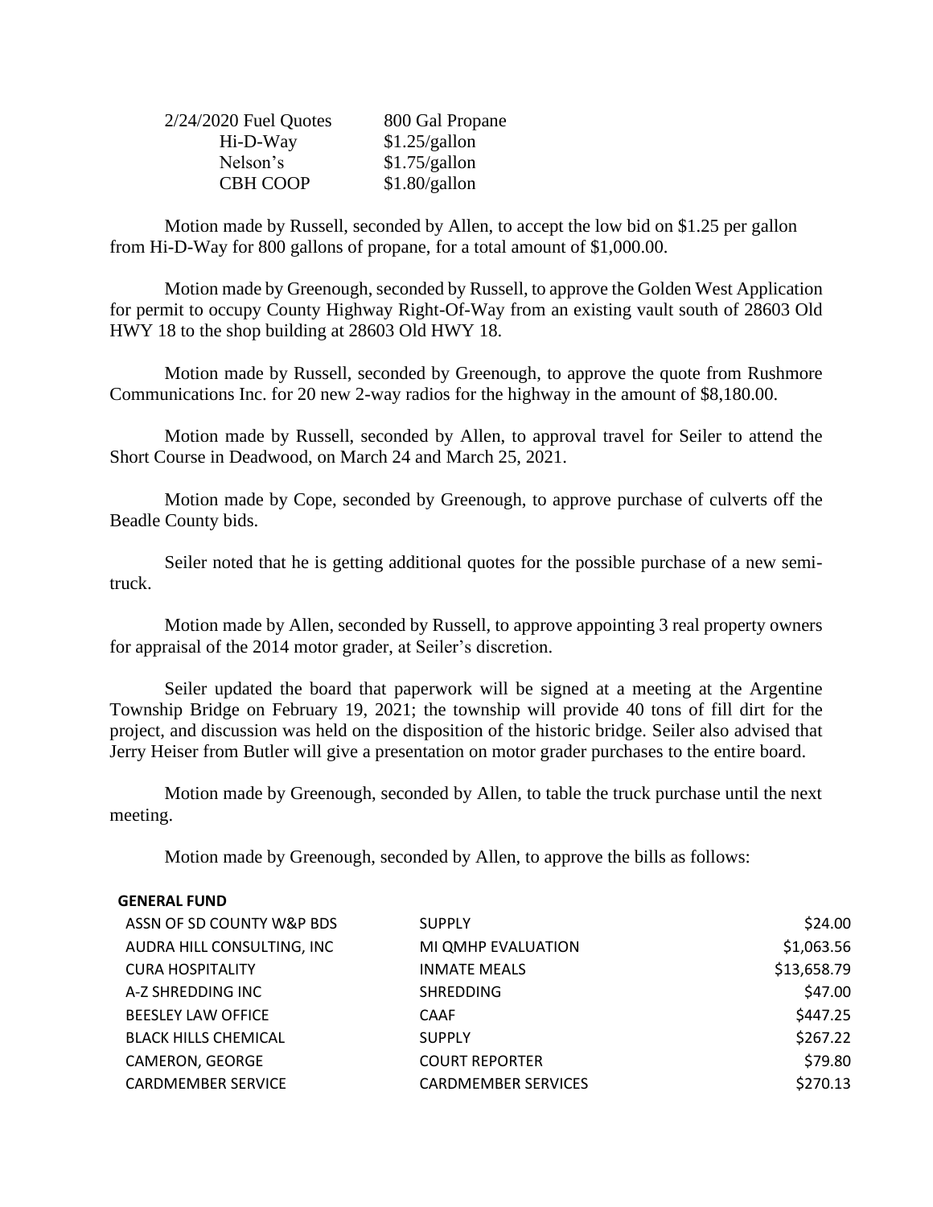| 2/24/2020 Fuel Quotes | 800 Gal Propane |
|---|---|
| Hi-D-Way | $1.25/gallon |
| Nelson's | $1.75/gallon |
| CBH COOP | $1.80/gallon |

Motion made by Russell, seconded by Allen, to accept the low bid on $1.25 per gallon from Hi-D-Way for 800 gallons of propane, for a total amount of $1,000.00.

Motion made by Greenough, seconded by Russell, to approve the Golden West Application for permit to occupy County Highway Right-Of-Way from an existing vault south of 28603 Old HWY 18 to the shop building at 28603 Old HWY 18.

Motion made by Russell, seconded by Greenough, to approve the quote from Rushmore Communications Inc. for 20 new 2-way radios for the highway in the amount of $8,180.00.

Motion made by Russell, seconded by Allen, to approval travel for Seiler to attend the Short Course in Deadwood, on March 24 and March 25, 2021.

Motion made by Cope, seconded by Greenough, to approve purchase of culverts off the Beadle County bids.

Seiler noted that he is getting additional quotes for the possible purchase of a new semi-truck.

Motion made by Allen, seconded by Russell, to approve appointing 3 real property owners for appraisal of the 2014 motor grader, at Seiler's discretion.

Seiler updated the board that paperwork will be signed at a meeting at the Argentine Township Bridge on February 19, 2021; the township will provide 40 tons of fill dirt for the project, and discussion was held on the disposition of the historic bridge. Seiler also advised that Jerry Heiser from Butler will give a presentation on motor grader purchases to the entire board.

Motion made by Greenough, seconded by Allen, to table the truck purchase until the next meeting.

Motion made by Greenough, seconded by Allen, to approve the bills as follows:

| **GENERAL FUND** | | |
|---|---|---|
| ASSN OF SD COUNTY W&P BDS | SUPPLY | $24.00 |
| AUDRA HILL CONSULTING, INC | MI QMHP EVALUATION | $1,063.56 |
| CURA HOSPITALITY | INMATE MEALS | $13,658.79 |
| A-Z SHREDDING INC | SHREDDING | $47.00 |
| BEESLEY LAW OFFICE | CAAF | $447.25 |
| BLACK HILLS CHEMICAL | SUPPLY | $267.22 |
| CAMERON, GEORGE | COURT REPORTER | $79.80 |
| CARDMEMBER SERVICE | CARDMEMBER SERVICES | $270.13 |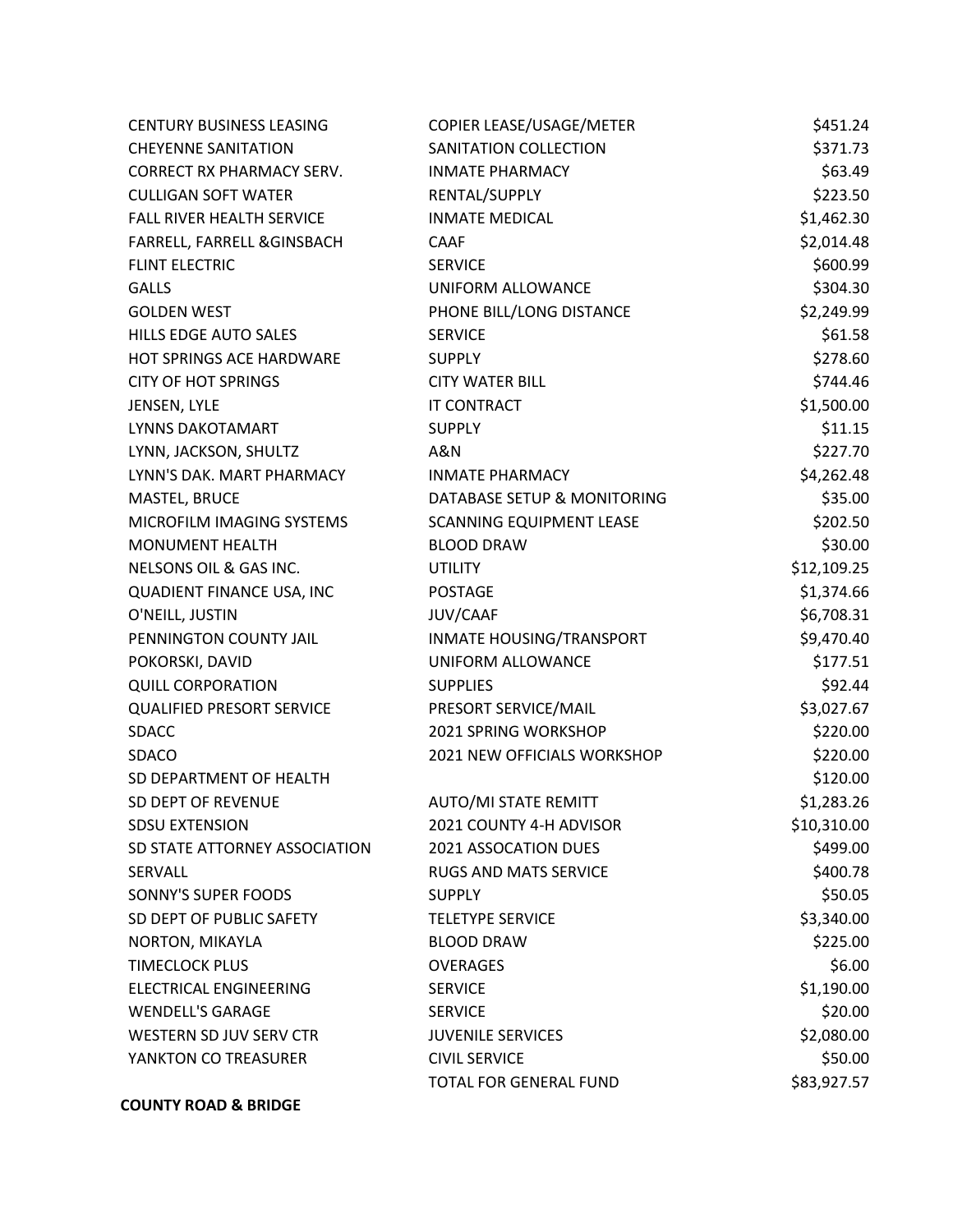| | | |
|---|---|---|
| CENTURY BUSINESS LEASING | COPIER LEASE/USAGE/METER | $451.24 |
| CHEYENNE SANITATION | SANITATION COLLECTION | $371.73 |
| CORRECT RX PHARMACY SERV. | INMATE PHARMACY | $63.49 |
| CULLIGAN SOFT WATER | RENTAL/SUPPLY | $223.50 |
| FALL RIVER HEALTH SERVICE | INMATE MEDICAL | $1,462.30 |
| FARRELL, FARRELL &GINSBACH | CAAF | $2,014.48 |
| FLINT ELECTRIC | SERVICE | $600.99 |
| GALLS | UNIFORM ALLOWANCE | $304.30 |
| GOLDEN WEST | PHONE BILL/LONG DISTANCE | $2,249.99 |
| HILLS EDGE AUTO SALES | SERVICE | $61.58 |
| HOT SPRINGS ACE HARDWARE | SUPPLY | $278.60 |
| CITY OF HOT SPRINGS | CITY WATER BILL | $744.46 |
| JENSEN, LYLE | IT CONTRACT | $1,500.00 |
| LYNNS DAKOTAMART | SUPPLY | $11.15 |
| LYNN, JACKSON, SHULTZ | A&N | $227.70 |
| LYNN'S DAK. MART PHARMACY | INMATE PHARMACY | $4,262.48 |
| MASTEL, BRUCE | DATABASE SETUP & MONITORING | $35.00 |
| MICROFILM IMAGING SYSTEMS | SCANNING EQUIPMENT LEASE | $202.50 |
| MONUMENT HEALTH | BLOOD DRAW | $30.00 |
| NELSONS OIL & GAS INC. | UTILITY | $12,109.25 |
| QUADIENT FINANCE USA, INC | POSTAGE | $1,374.66 |
| O'NEILL, JUSTIN | JUV/CAAF | $6,708.31 |
| PENNINGTON COUNTY JAIL | INMATE HOUSING/TRANSPORT | $9,470.40 |
| POKORSKI, DAVID | UNIFORM ALLOWANCE | $177.51 |
| QUILL CORPORATION | SUPPLIES | $92.44 |
| QUALIFIED PRESORT SERVICE | PRESORT SERVICE/MAIL | $3,027.67 |
| SDACC | 2021 SPRING WORKSHOP | $220.00 |
| SDACO | 2021 NEW OFFICIALS WORKSHOP | $220.00 |
| SD DEPARTMENT OF HEALTH | | $120.00 |
| SD DEPT OF REVENUE | AUTO/MI STATE REMITT | $1,283.26 |
| SDSU EXTENSION | 2021 COUNTY 4-H ADVISOR | $10,310.00 |
| SD STATE ATTORNEY ASSOCIATION | 2021 ASSOCATION DUES | $499.00 |
| SERVALL | RUGS AND MATS SERVICE | $400.78 |
| SONNY'S SUPER FOODS | SUPPLY | $50.05 |
| SD DEPT OF PUBLIC SAFETY | TELETYPE SERVICE | $3,340.00 |
| NORTON, MIKAYLA | BLOOD DRAW | $225.00 |
| TIMECLOCK PLUS | OVERAGES | $6.00 |
| ELECTRICAL ENGINEERING | SERVICE | $1,190.00 |
| WENDELL'S GARAGE | SERVICE | $20.00 |
| WESTERN SD JUV SERV CTR | JUVENILE SERVICES | $2,080.00 |
| YANKTON CO TREASURER | CIVIL SERVICE | $50.00 |
| | TOTAL FOR GENERAL FUND | $83,927.57 |

**COUNTY ROAD & BRIDGE**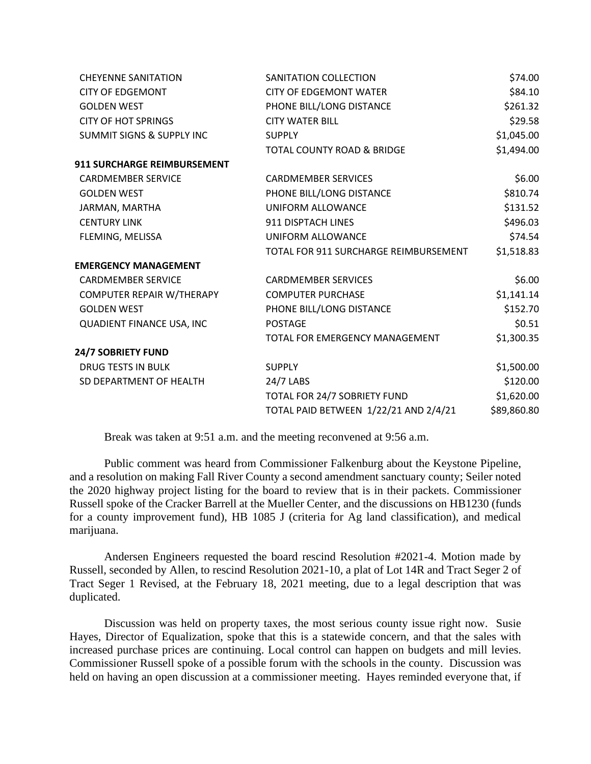| | | |
|---|---|---|
| CHEYENNE SANITATION | SANITATION COLLECTION | $74.00 |
| CITY OF EDGEMONT | CITY OF EDGEMONT WATER | $84.10 |
| GOLDEN WEST | PHONE BILL/LONG DISTANCE | $261.32 |
| CITY OF HOT SPRINGS | CITY WATER BILL | $29.58 |
| SUMMIT SIGNS & SUPPLY INC | SUPPLY | $1,045.00 |
| | TOTAL COUNTY ROAD & BRIDGE | $1,494.00 |
| **911 SURCHARGE REIMBURSEMENT** | | |
| CARDMEMBER SERVICE | CARDMEMBER SERVICES | $6.00 |
| GOLDEN WEST | PHONE BILL/LONG DISTANCE | $810.74 |
| JARMAN, MARTHA | UNIFORM ALLOWANCE | $131.52 |
| CENTURY LINK | 911 DISPTACH LINES | $496.03 |
| FLEMING, MELISSA | UNIFORM ALLOWANCE | $74.54 |
| | TOTAL FOR 911 SURCHARGE REIMBURSEMENT | $1,518.83 |
| **EMERGENCY MANAGEMENT** | | |
| CARDMEMBER SERVICE | CARDMEMBER SERVICES | $6.00 |
| COMPUTER REPAIR W/THERAPY | COMPUTER PURCHASE | $1,141.14 |
| GOLDEN WEST | PHONE BILL/LONG DISTANCE | $152.70 |
| QUADIENT FINANCE USA, INC | POSTAGE | $0.51 |
| | TOTAL FOR EMERGENCY MANAGEMENT | $1,300.35 |
| **24/7 SOBRIETY FUND** | | |
| DRUG TESTS IN BULK | SUPPLY | $1,500.00 |
| SD DEPARTMENT OF HEALTH | 24/7 LABS | $120.00 |
| | TOTAL FOR 24/7 SOBRIETY FUND | $1,620.00 |
| | TOTAL PAID BETWEEN 1/22/21 AND 2/4/21 | $89,860.80 |

Break was taken at 9:51 a.m. and the meeting reconvened at 9:56 a.m.

Public comment was heard from Commissioner Falkenburg about the Keystone Pipeline, and a resolution on making Fall River County a second amendment sanctuary county; Seiler noted the 2020 highway project listing for the board to review that is in their packets. Commissioner Russell spoke of the Cracker Barrell at the Mueller Center, and the discussions on HB1230 (funds for a county improvement fund), HB 1085 J (criteria for Ag land classification), and medical marijuana.

Andersen Engineers requested the board rescind Resolution #2021-4. Motion made by Russell, seconded by Allen, to rescind Resolution 2021-10, a plat of Lot 14R and Tract Seger 2 of Tract Seger 1 Revised, at the February 18, 2021 meeting, due to a legal description that was duplicated.

Discussion was held on property taxes, the most serious county issue right now. Susie Hayes, Director of Equalization, spoke that this is a statewide concern, and that the sales with increased purchase prices are continuing. Local control can happen on budgets and mill levies. Commissioner Russell spoke of a possible forum with the schools in the county. Discussion was held on having an open discussion at a commissioner meeting. Hayes reminded everyone that, if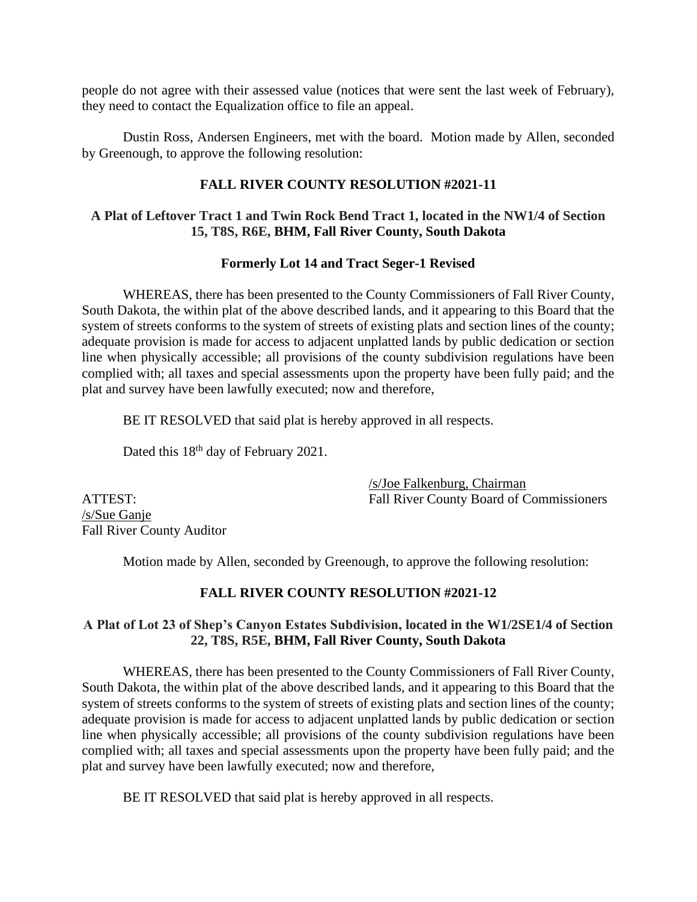people do not agree with their assessed value (notices that were sent the last week of February), they need to contact the Equalization office to file an appeal.

Dustin Ross, Andersen Engineers, met with the board. Motion made by Allen, seconded by Greenough, to approve the following resolution:

**FALL RIVER COUNTY RESOLUTION #2021-11**

**A Plat of Leftover Tract 1 and Twin Rock Bend Tract 1, located in the NW1/4 of Section 15, T8S, R6E, BHM, Fall River County, South Dakota**

**Formerly Lot 14 and Tract Seger-1 Revised**

WHEREAS, there has been presented to the County Commissioners of Fall River County, South Dakota, the within plat of the above described lands, and it appearing to this Board that the system of streets conforms to the system of streets of existing plats and section lines of the county; adequate provision is made for access to adjacent unplatted lands by public dedication or section line when physically accessible; all provisions of the county subdivision regulations have been complied with; all taxes and special assessments upon the property have been fully paid; and the plat and survey have been lawfully executed; now and therefore,

BE IT RESOLVED that said plat is hereby approved in all respects.

Dated this 18th day of February 2021.

/s/Joe Falkenburg, Chairman
Fall River County Board of Commissioners

ATTEST:
/s/Sue Ganje
Fall River County Auditor

Motion made by Allen, seconded by Greenough, to approve the following resolution:

**FALL RIVER COUNTY RESOLUTION #2021-12**

**A Plat of Lot 23 of Shep's Canyon Estates Subdivision, located in the W1/2SE1/4 of Section 22, T8S, R5E, BHM, Fall River County, South Dakota**

WHEREAS, there has been presented to the County Commissioners of Fall River County, South Dakota, the within plat of the above described lands, and it appearing to this Board that the system of streets conforms to the system of streets of existing plats and section lines of the county; adequate provision is made for access to adjacent unplatted lands by public dedication or section line when physically accessible; all provisions of the county subdivision regulations have been complied with; all taxes and special assessments upon the property have been fully paid; and the plat and survey have been lawfully executed; now and therefore,

BE IT RESOLVED that said plat is hereby approved in all respects.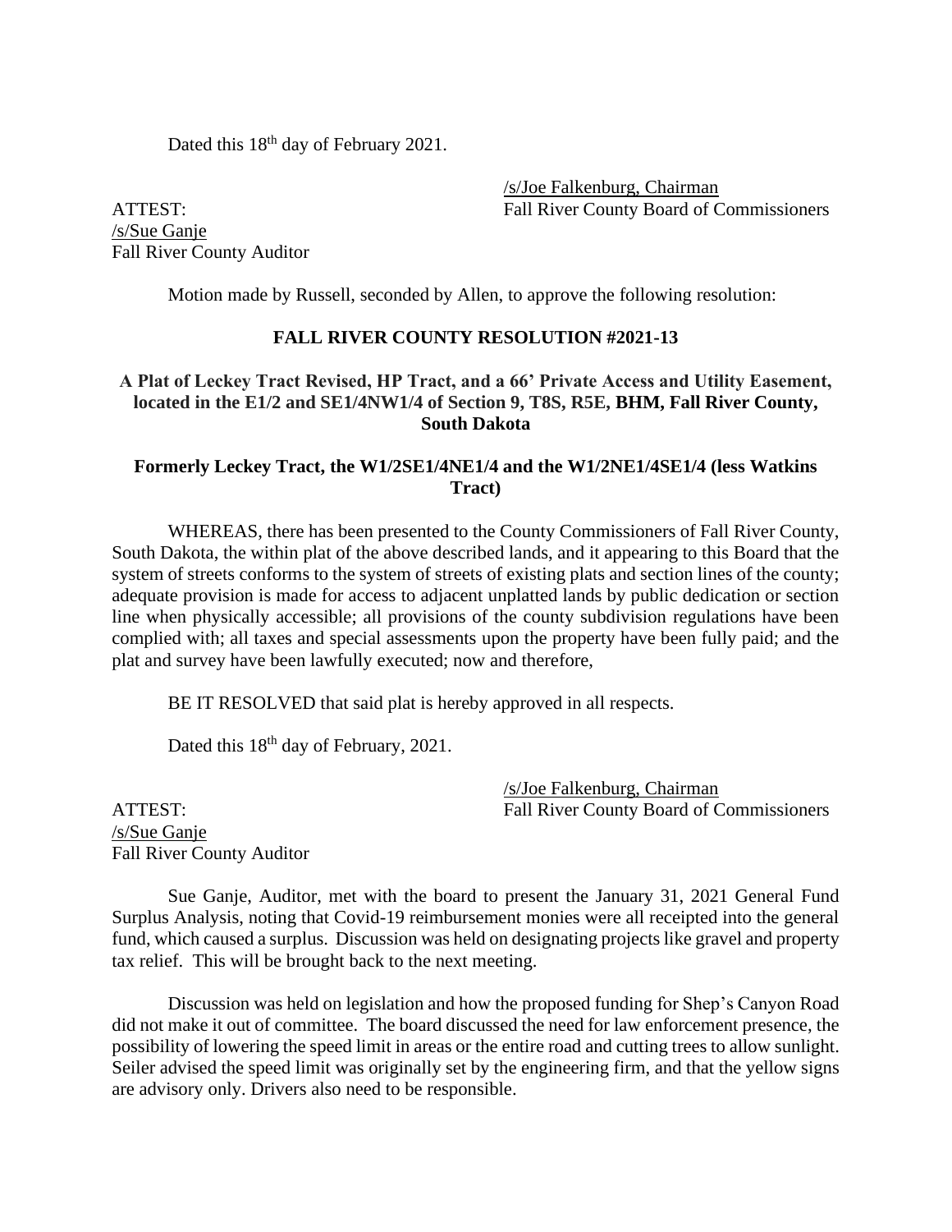Dated this 18th day of February 2021.

/s/Joe Falkenburg, Chairman
Fall River County Board of Commissioners

ATTEST:
/s/Sue Ganje
Fall River County Auditor

Motion made by Russell, seconded by Allen, to approve the following resolution:

**FALL RIVER COUNTY RESOLUTION #2021-13**

**A Plat of Leckey Tract Revised, HP Tract, and a 66' Private Access and Utility Easement, located in the E1/2 and SE1/4NW1/4 of Section 9, T8S, R5E, BHM, Fall River County, South Dakota**

**Formerly Leckey Tract, the W1/2SE1/4NE1/4 and the W1/2NE1/4SE1/4 (less Watkins Tract)**

WHEREAS, there has been presented to the County Commissioners of Fall River County, South Dakota, the within plat of the above described lands, and it appearing to this Board that the system of streets conforms to the system of streets of existing plats and section lines of the county; adequate provision is made for access to adjacent unplatted lands by public dedication or section line when physically accessible; all provisions of the county subdivision regulations have been complied with; all taxes and special assessments upon the property have been fully paid; and the plat and survey have been lawfully executed; now and therefore,

BE IT RESOLVED that said plat is hereby approved in all respects.

Dated this 18th day of February, 2021.

/s/Joe Falkenburg, Chairman
Fall River County Board of Commissioners

ATTEST:
/s/Sue Ganje
Fall River County Auditor

Sue Ganje, Auditor, met with the board to present the January 31, 2021 General Fund Surplus Analysis, noting that Covid-19 reimbursement monies were all receipted into the general fund, which caused a surplus. Discussion was held on designating projects like gravel and property tax relief. This will be brought back to the next meeting.

Discussion was held on legislation and how the proposed funding for Shep's Canyon Road did not make it out of committee. The board discussed the need for law enforcement presence, the possibility of lowering the speed limit in areas or the entire road and cutting trees to allow sunlight. Seiler advised the speed limit was originally set by the engineering firm, and that the yellow signs are advisory only. Drivers also need to be responsible.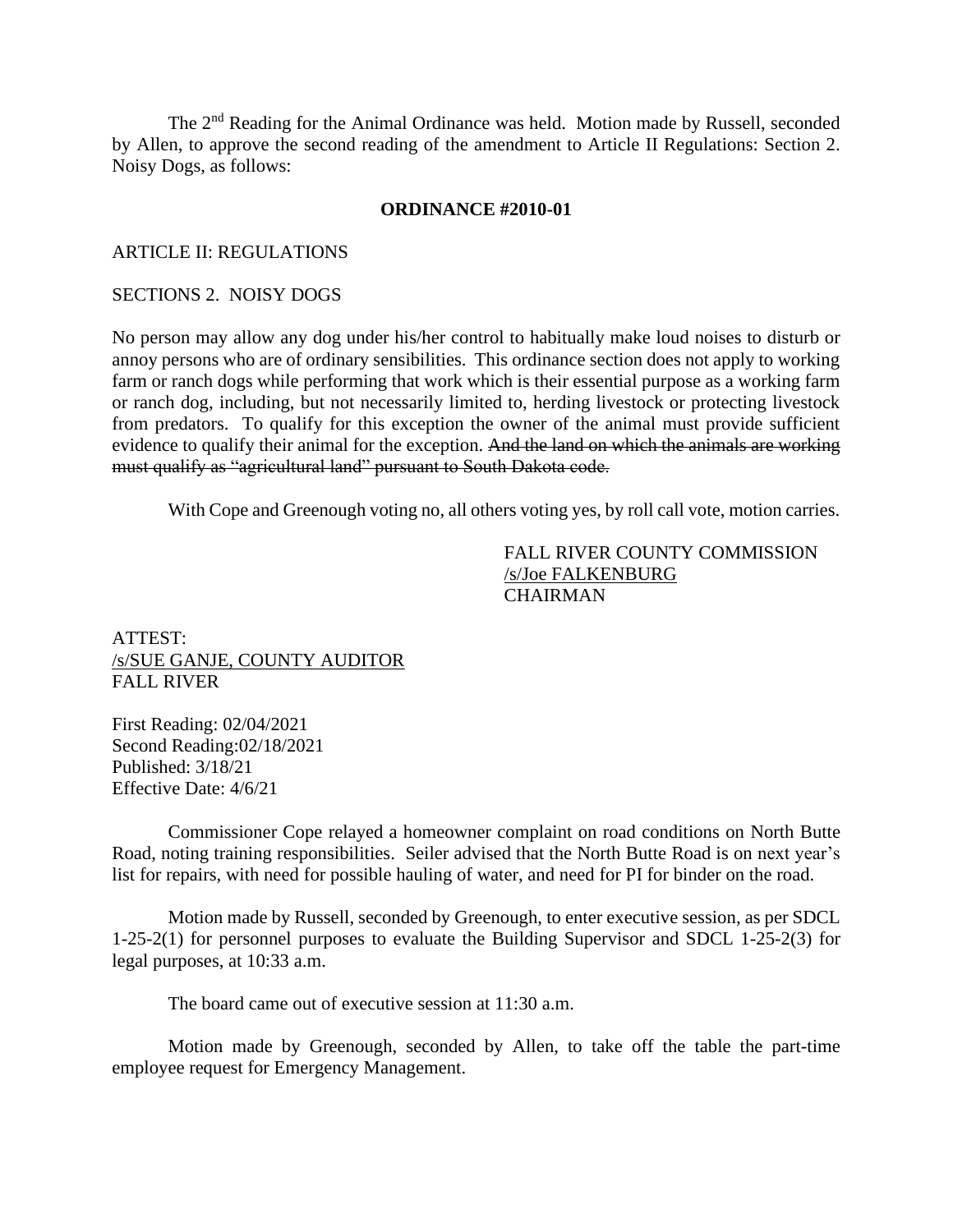The 2nd Reading for the Animal Ordinance was held. Motion made by Russell, seconded by Allen, to approve the second reading of the amendment to Article II Regulations: Section 2. Noisy Dogs, as follows:

**ORDINANCE #2010-01**

ARTICLE II: REGULATIONS

SECTIONS 2. NOISY DOGS

No person may allow any dog under his/her control to habitually make loud noises to disturb or annoy persons who are of ordinary sensibilities. This ordinance section does not apply to working farm or ranch dogs while performing that work which is their essential purpose as a working farm or ranch dog, including, but not necessarily limited to, herding livestock or protecting livestock from predators. To qualify for this exception the owner of the animal must provide sufficient evidence to qualify their animal for the exception. ~~And the land on which the animals are working must qualify as "agricultural land" pursuant to South Dakota code.~~

With Cope and Greenough voting no, all others voting yes, by roll call vote, motion carries.

FALL RIVER COUNTY COMMISSION
/s/Joe FALKENBURG
CHAIRMAN

ATTEST:
/s/SUE GANJE, COUNTY AUDITOR
FALL RIVER

First Reading: 02/04/2021
Second Reading:02/18/2021
Published: 3/18/21
Effective Date: 4/6/21

Commissioner Cope relayed a homeowner complaint on road conditions on North Butte Road, noting training responsibilities. Seiler advised that the North Butte Road is on next year's list for repairs, with need for possible hauling of water, and need for PI for binder on the road.

Motion made by Russell, seconded by Greenough, to enter executive session, as per SDCL 1-25-2(1) for personnel purposes to evaluate the Building Supervisor and SDCL 1-25-2(3) for legal purposes, at 10:33 a.m.

The board came out of executive session at 11:30 a.m.

Motion made by Greenough, seconded by Allen, to take off the table the part-time employee request for Emergency Management.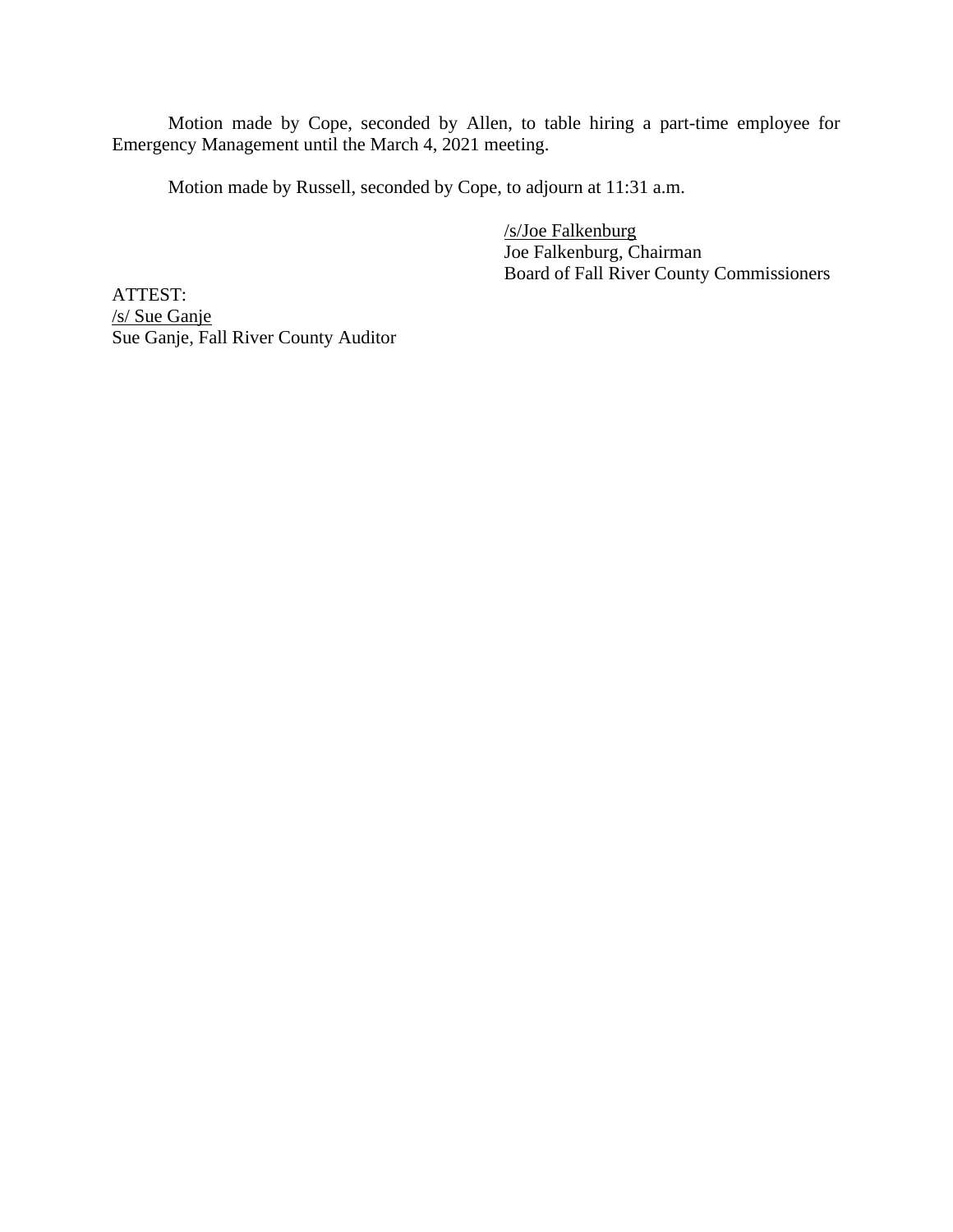Motion made by Cope, seconded by Allen, to table hiring a part-time employee for Emergency Management until the March 4, 2021 meeting.

Motion made by Russell, seconded by Cope, to adjourn at 11:31 a.m.

/s/Joe Falkenburg  
Joe Falkenburg, Chairman  
Board of Fall River County Commissioners

ATTEST:  
/s/ Sue Ganje  
Sue Ganje, Fall River County Auditor